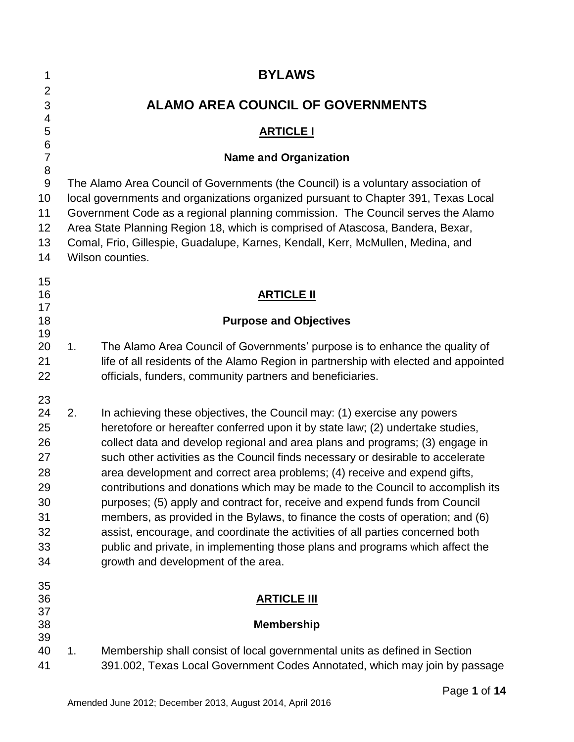# BYLAWS

# ALAMO AREA COUNCIL OF GOVERNMENTS

## ARTICLE I

### Name and Organization

The Alamo Area Council of Governments (the Council) is a voluntary association of local governments and organizations organized pursuant to Chapter 391, Texas Local Government Code as a regional planning commission. The Council serves the Alamo Area State Planning Region 18, which is comprised of Atascosa, Bandera, Bexar, Comal, Frio, Gillespie, Guadalupe, Karnes, Kendall, Kerr, McMullen, Medina, and Wilson counties.

## ARTICLE II

### Purpose and Objectives

1. The Alamo Area Council of Governments' purpose is to enhance the quality of life of all residents of the Alamo Region in partnership with elected and appointed officials, funders, community partners and beneficiaries.

2. In achieving these objectives, the Council may: (1) exercise any powers heretofore or hereafter conferred upon it by state law; (2) undertake studies, collect data and develop regional and area plans and programs; (3) engage in such other activities as the Council finds necessary or desirable to accelerate area development and correct area problems; (4) receive and expend gifts, contributions and donations which may be made to the Council to accomplish its purposes; (5) apply and contract for, receive and expend funds from Council members, as provided in the Bylaws, to finance the costs of operation; and (6) assist, encourage, and coordinate the activities of all parties concerned both public and private, in implementing those plans and programs which affect the growth and development of the area.

## ARTICLE III

### Membership

1. Membership shall consist of local governmental units as defined in Section 391.002, Texas Local Government Codes Annotated, which may join by passage

Amended June 2012; December 2013, August 2014, April 2016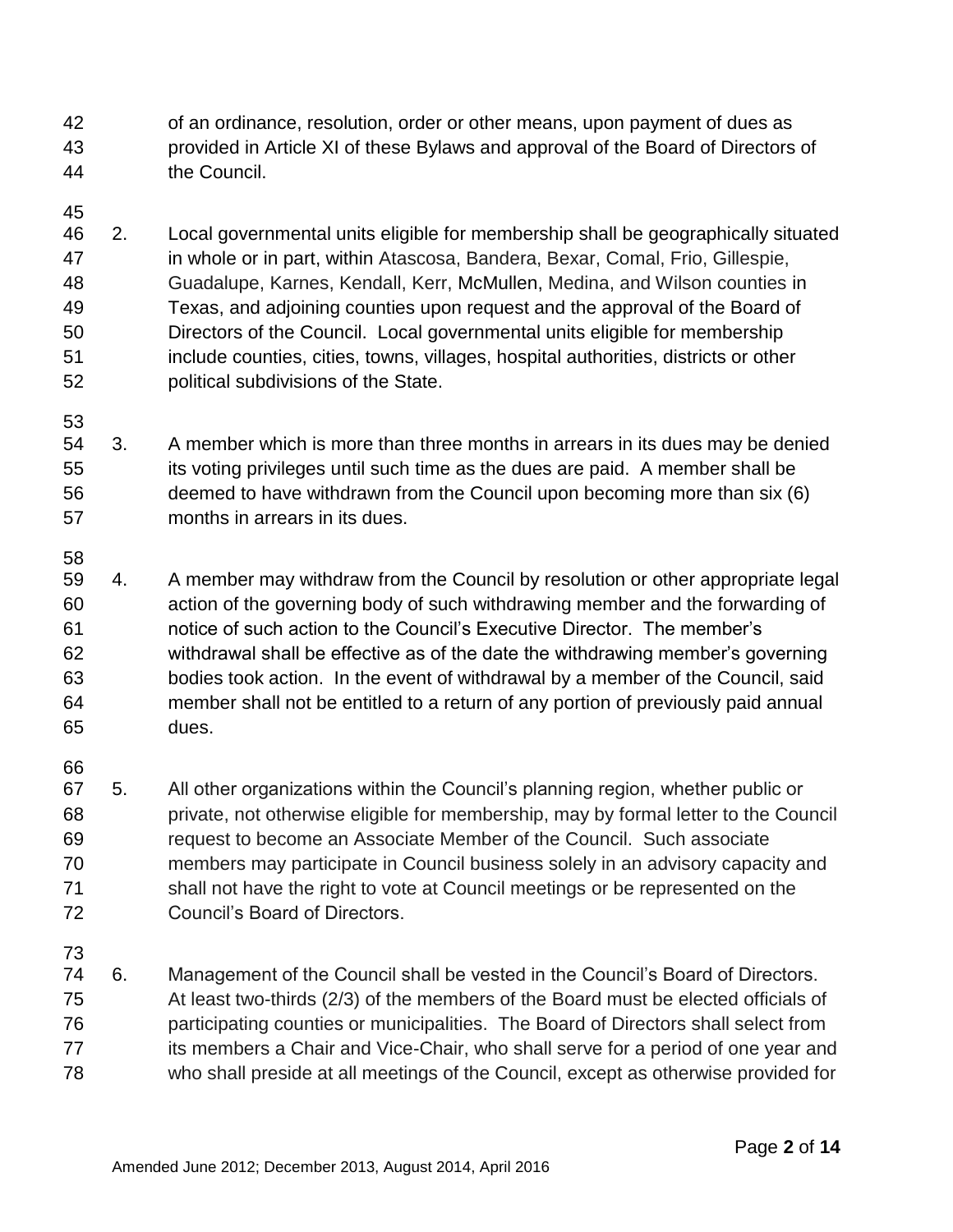of an ordinance, resolution, order or other means, upon payment of dues as provided in Article XI of these Bylaws and approval of the Board of Directors of the Council.

2. Local governmental units eligible for membership shall be geographically situated in whole or in part, within Atascosa, Bandera, Bexar, Comal, Frio, Gillespie, Guadalupe, Karnes, Kendall, Kerr, McMullen, Medina, and Wilson counties in Texas, and adjoining counties upon request and the approval of the Board of Directors of the Council. Local governmental units eligible for membership include counties, cities, towns, villages, hospital authorities, districts or other political subdivisions of the State.

3. A member which is more than three months in arrears in its dues may be denied its voting privileges until such time as the dues are paid. A member shall be deemed to have withdrawn from the Council upon becoming more than six (6) months in arrears in its dues.

4. A member may withdraw from the Council by resolution or other appropriate legal action of the governing body of such withdrawing member and the forwarding of notice of such action to the Council's Executive Director. The member's withdrawal shall be effective as of the date the withdrawing member's governing bodies took action. In the event of withdrawal by a member of the Council, said member shall not be entitled to a return of any portion of previously paid annual dues.

5. All other organizations within the Council's planning region, whether public or private, not otherwise eligible for membership, may by formal letter to the Council request to become an Associate Member of the Council. Such associate members may participate in Council business solely in an advisory capacity and shall not have the right to vote at Council meetings or be represented on the Council's Board of Directors.

6. Management of the Council shall be vested in the Council's Board of Directors. At least two-thirds (2/3) of the members of the Board must be elected officials of participating counties or municipalities. The Board of Directors shall select from its members a Chair and Vice-Chair, who shall serve for a period of one year and who shall preside at all meetings of the Council, except as otherwise provided for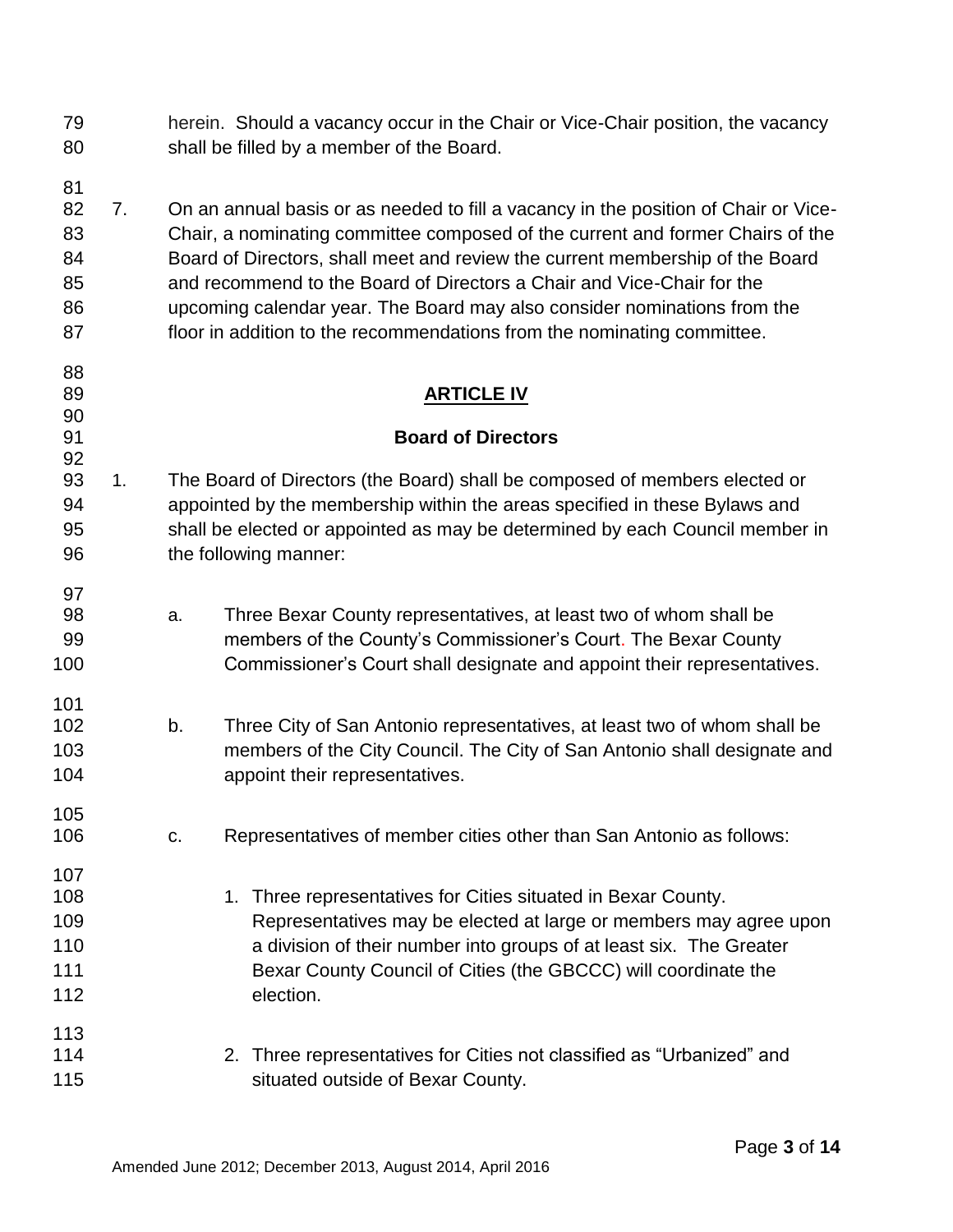herein. Should a vacancy occur in the Chair or Vice-Chair position, the vacancy shall be filled by a member of the Board.

7. On an annual basis or as needed to fill a vacancy in the position of Chair or Vice-Chair, a nominating committee composed of the current and former Chairs of the Board of Directors, shall meet and review the current membership of the Board and recommend to the Board of Directors a Chair and Vice-Chair for the upcoming calendar year. The Board may also consider nominations from the floor in addition to the recommendations from the nominating committee.

## ARTICLE IV

## Board of Directors

1. The Board of Directors (the Board) shall be composed of members elected or appointed by the membership within the areas specified in these Bylaws and shall be elected or appointed as may be determined by each Council member in the following manner:

   a. Three Bexar County representatives, at least two of whom shall be members of the County's Commissioner's Court. The Bexar County Commissioner's Court shall designate and appoint their representatives.

   b. Three City of San Antonio representatives, at least two of whom shall be members of the City Council. The City of San Antonio shall designate and appoint their representatives.

   c. Representatives of member cities other than San Antonio as follows:

      1. Three representatives for Cities situated in Bexar County. Representatives may be elected at large or members may agree upon a division of their number into groups of at least six. The Greater Bexar County Council of Cities (the GBCCC) will coordinate the election.

      2. Three representatives for Cities not classified as "Urbanized" and situated outside of Bexar County.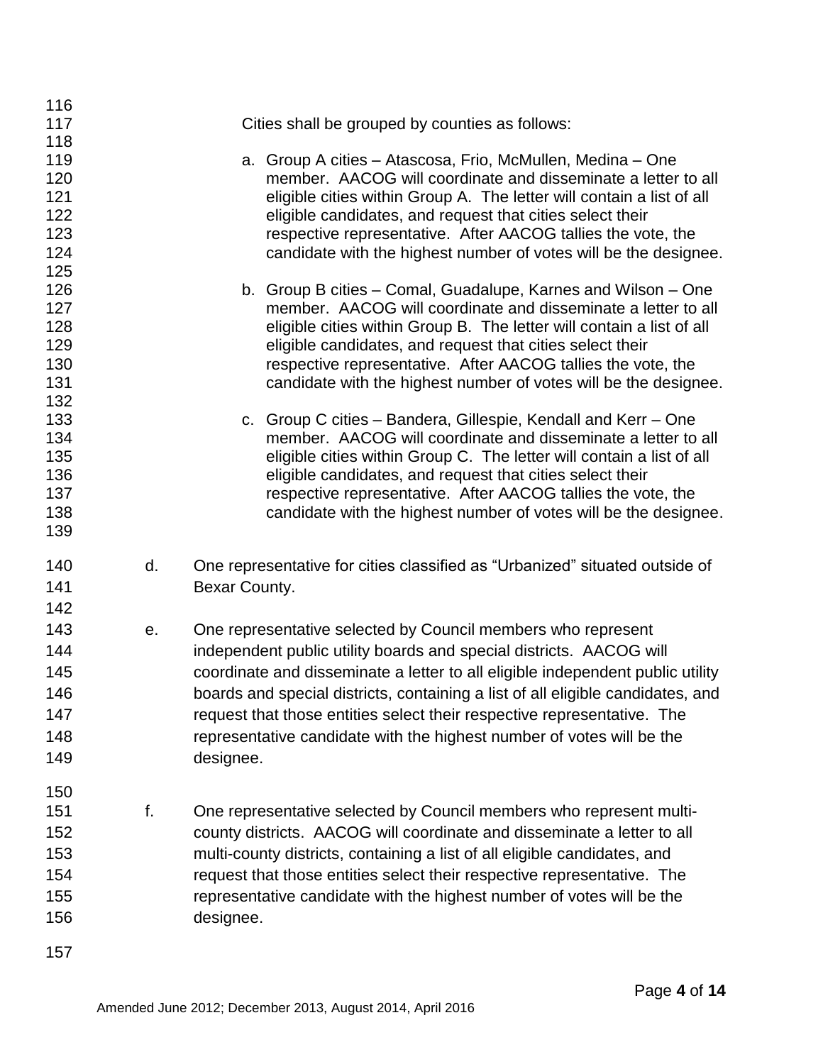Cities shall be grouped by counties as follows:

a. Group A cities – Atascosa, Frio, McMullen, Medina – One member. AACOG will coordinate and disseminate a letter to all eligible cities within Group A. The letter will contain a list of all eligible candidates, and request that cities select their respective representative. After AACOG tallies the vote, the candidate with the highest number of votes will be the designee.

b. Group B cities – Comal, Guadalupe, Karnes and Wilson – One member. AACOG will coordinate and disseminate a letter to all eligible cities within Group B. The letter will contain a list of all eligible candidates, and request that cities select their respective representative. After AACOG tallies the vote, the candidate with the highest number of votes will be the designee.

c. Group C cities – Bandera, Gillespie, Kendall and Kerr – One member. AACOG will coordinate and disseminate a letter to all eligible cities within Group C. The letter will contain a list of all eligible candidates, and request that cities select their respective representative. After AACOG tallies the vote, the candidate with the highest number of votes will be the designee.

d. One representative for cities classified as "Urbanized" situated outside of Bexar County.

e. One representative selected by Council members who represent independent public utility boards and special districts. AACOG will coordinate and disseminate a letter to all eligible independent public utility boards and special districts, containing a list of all eligible candidates, and request that those entities select their respective representative. The representative candidate with the highest number of votes will be the designee.

f. One representative selected by Council members who represent multi-county districts. AACOG will coordinate and disseminate a letter to all multi-county districts, containing a list of all eligible candidates, and request that those entities select their respective representative. The representative candidate with the highest number of votes will be the designee.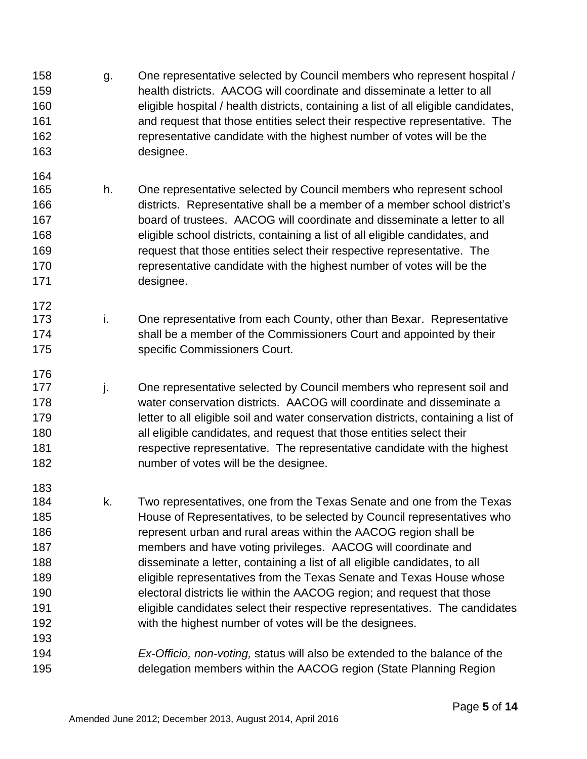g. One representative selected by Council members who represent hospital / health districts. AACOG will coordinate and disseminate a letter to all eligible hospital / health districts, containing a list of all eligible candidates, and request that those entities select their respective representative. The representative candidate with the highest number of votes will be the designee.

h. One representative selected by Council members who represent school districts. Representative shall be a member of a member school district's board of trustees. AACOG will coordinate and disseminate a letter to all eligible school districts, containing a list of all eligible candidates, and request that those entities select their respective representative. The representative candidate with the highest number of votes will be the designee.

i. One representative from each County, other than Bexar. Representative shall be a member of the Commissioners Court and appointed by their specific Commissioners Court.

j. One representative selected by Council members who represent soil and water conservation districts. AACOG will coordinate and disseminate a letter to all eligible soil and water conservation districts, containing a list of all eligible candidates, and request that those entities select their respective representative. The representative candidate with the highest number of votes will be the designee.

k. Two representatives, one from the Texas Senate and one from the Texas House of Representatives, to be selected by Council representatives who represent urban and rural areas within the AACOG region shall be members and have voting privileges. AACOG will coordinate and disseminate a letter, containing a list of all eligible candidates, to all eligible representatives from the Texas Senate and Texas House whose electoral districts lie within the AACOG region; and request that those eligible candidates select their respective representatives. The candidates with the highest number of votes will be the designees.

*Ex-Officio, non-voting,* status will also be extended to the balance of the delegation members within the AACOG region (State Planning Region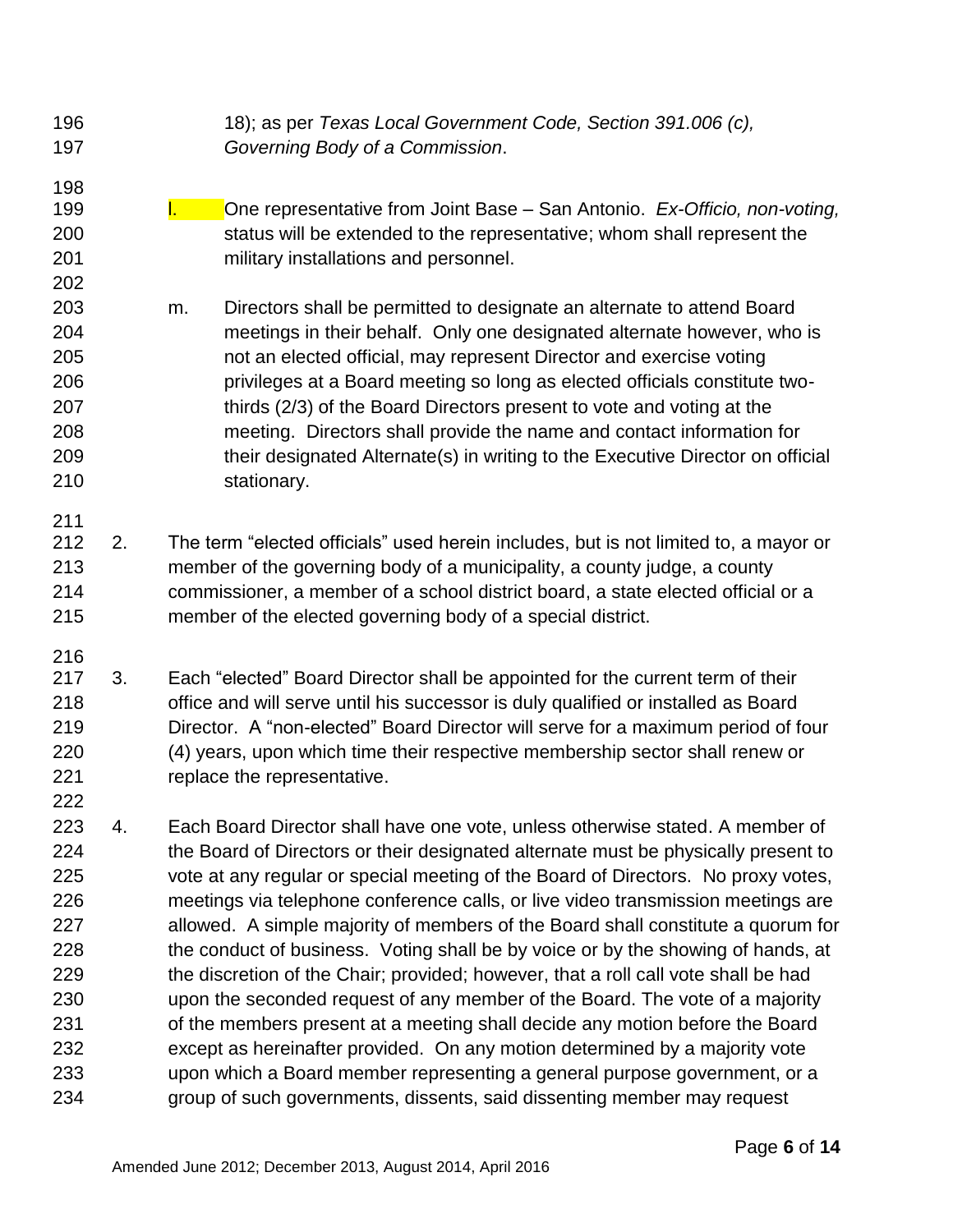18); as per *Texas Local Government Code, Section 391.006 (c), Governing Body of a Commission*.

l. One representative from Joint Base – San Antonio. *Ex-Officio, non-voting,* status will be extended to the representative; whom shall represent the military installations and personnel.

m. Directors shall be permitted to designate an alternate to attend Board meetings in their behalf. Only one designated alternate however, who is not an elected official, may represent Director and exercise voting privileges at a Board meeting so long as elected officials constitute two-thirds (2/3) of the Board Directors present to vote and voting at the meeting. Directors shall provide the name and contact information for their designated Alternate(s) in writing to the Executive Director on official stationary.

2. The term "elected officials" used herein includes, but is not limited to, a mayor or member of the governing body of a municipality, a county judge, a county commissioner, a member of a school district board, a state elected official or a member of the elected governing body of a special district.

3. Each "elected" Board Director shall be appointed for the current term of their office and will serve until his successor is duly qualified or installed as Board Director. A "non-elected" Board Director will serve for a maximum period of four (4) years, upon which time their respective membership sector shall renew or replace the representative.

4. Each Board Director shall have one vote, unless otherwise stated. A member of the Board of Directors or their designated alternate must be physically present to vote at any regular or special meeting of the Board of Directors. No proxy votes, meetings via telephone conference calls, or live video transmission meetings are allowed. A simple majority of members of the Board shall constitute a quorum for the conduct of business. Voting shall be by voice or by the showing of hands, at the discretion of the Chair; provided; however, that a roll call vote shall be had upon the seconded request of any member of the Board. The vote of a majority of the members present at a meeting shall decide any motion before the Board except as hereinafter provided. On any motion determined by a majority vote upon which a Board member representing a general purpose government, or a group of such governments, dissents, said dissenting member may request

Amended June 2012; December 2013, August 2014, April 2016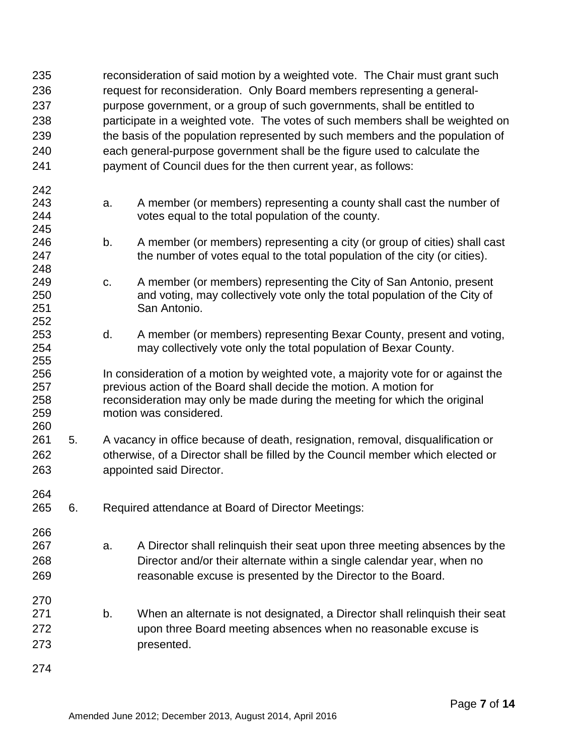reconsideration of said motion by a weighted vote. The Chair must grant such request for reconsideration. Only Board members representing a general-purpose government, or a group of such governments, shall be entitled to participate in a weighted vote. The votes of such members shall be weighted on the basis of the population represented by such members and the population of each general-purpose government shall be the figure used to calculate the payment of Council dues for the then current year, as follows:

a. A member (or members) representing a county shall cast the number of votes equal to the total population of the county.

b. A member (or members) representing a city (or group of cities) shall cast the number of votes equal to the total population of the city (or cities).

c. A member (or members) representing the City of San Antonio, present and voting, may collectively vote only the total population of the City of San Antonio.

d. A member (or members) representing Bexar County, present and voting, may collectively vote only the total population of Bexar County.

In consideration of a motion by weighted vote, a majority vote for or against the previous action of the Board shall decide the motion. A motion for reconsideration may only be made during the meeting for which the original motion was considered.

5. A vacancy in office because of death, resignation, removal, disqualification or otherwise, of a Director shall be filled by the Council member which elected or appointed said Director.

6. Required attendance at Board of Director Meetings:

   a. A Director shall relinquish their seat upon three meeting absences by the Director and/or their alternate within a single calendar year, when no reasonable excuse is presented by the Director to the Board.

   b. When an alternate is not designated, a Director shall relinquish their seat upon three Board meeting absences when no reasonable excuse is presented.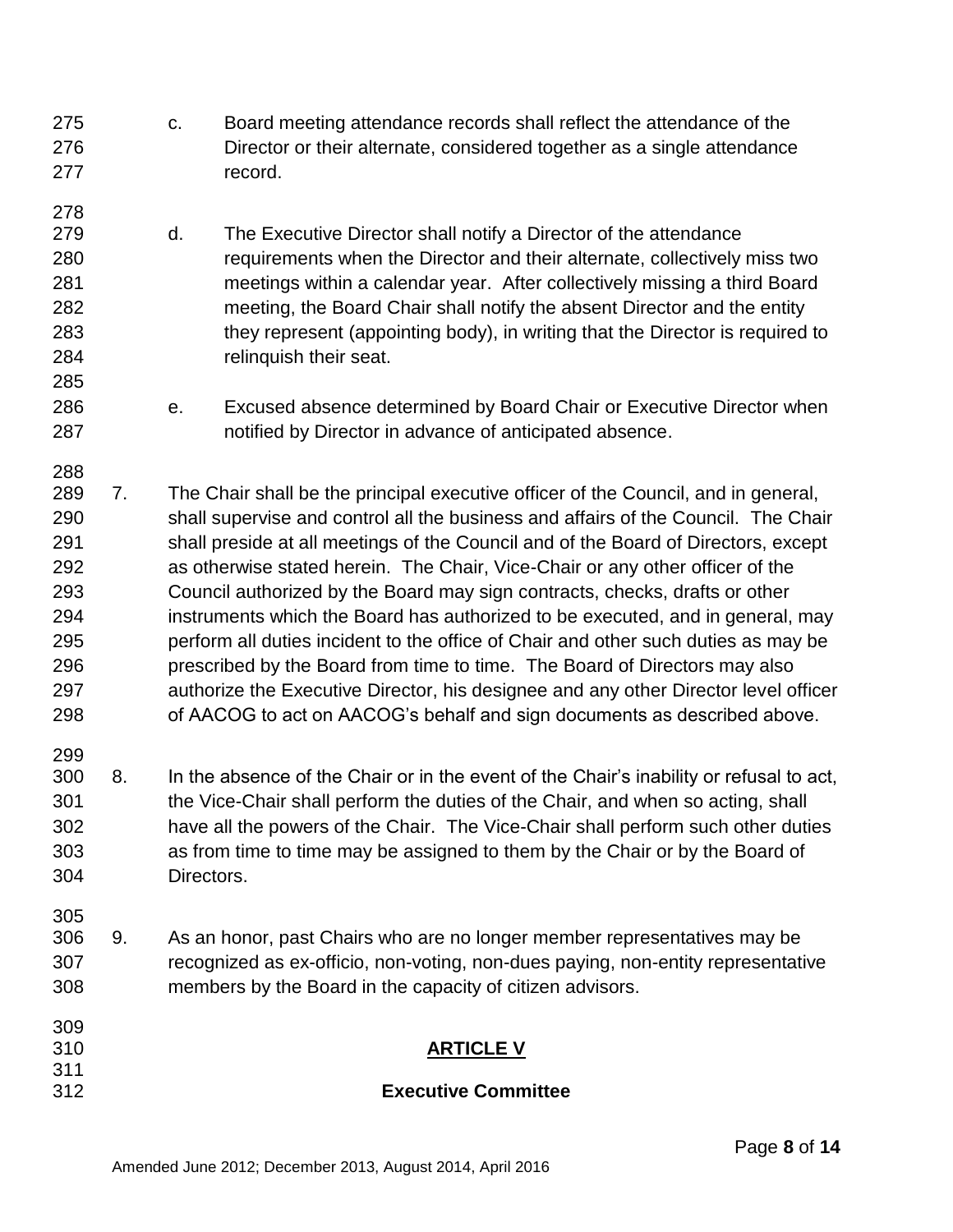c. Board meeting attendance records shall reflect the attendance of the Director or their alternate, considered together as a single attendance record.

d. The Executive Director shall notify a Director of the attendance requirements when the Director and their alternate, collectively miss two meetings within a calendar year. After collectively missing a third Board meeting, the Board Chair shall notify the absent Director and the entity they represent (appointing body), in writing that the Director is required to relinquish their seat.

e. Excused absence determined by Board Chair or Executive Director when notified by Director in advance of anticipated absence.

7. The Chair shall be the principal executive officer of the Council, and in general, shall supervise and control all the business and affairs of the Council. The Chair shall preside at all meetings of the Council and of the Board of Directors, except as otherwise stated herein. The Chair, Vice-Chair or any other officer of the Council authorized by the Board may sign contracts, checks, drafts or other instruments which the Board has authorized to be executed, and in general, may perform all duties incident to the office of Chair and other such duties as may be prescribed by the Board from time to time. The Board of Directors may also authorize the Executive Director, his designee and any other Director level officer of AACOG to act on AACOG's behalf and sign documents as described above.

8. In the absence of the Chair or in the event of the Chair's inability or refusal to act, the Vice-Chair shall perform the duties of the Chair, and when so acting, shall have all the powers of the Chair. The Vice-Chair shall perform such other duties as from time to time may be assigned to them by the Chair or by the Board of Directors.

9. As an honor, past Chairs who are no longer member representatives may be recognized as ex-officio, non-voting, non-dues paying, non-entity representative members by the Board in the capacity of citizen advisors.

## ARTICLE V

## Executive Committee

Amended June 2012; December 2013, August 2014, April 2016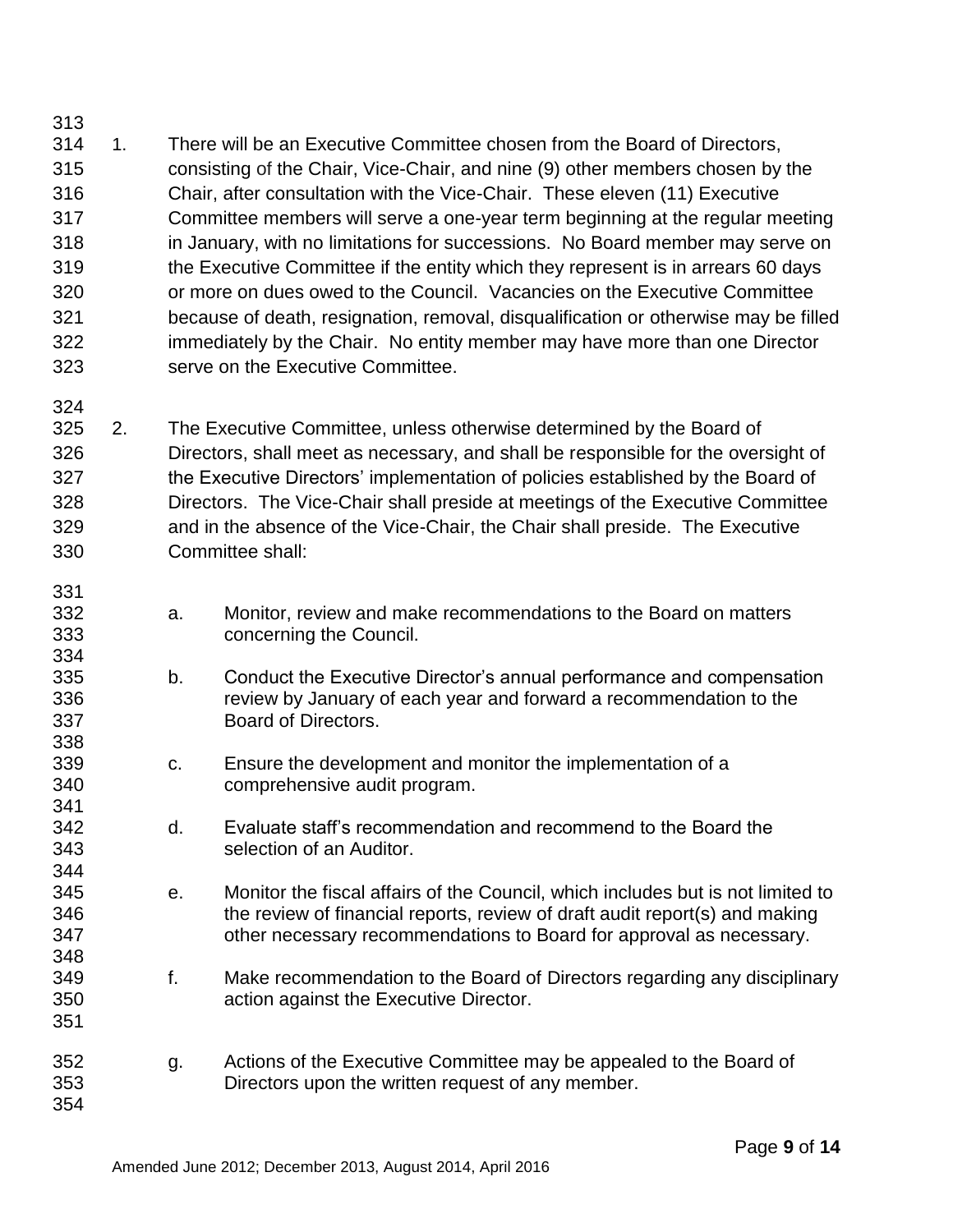1. There will be an Executive Committee chosen from the Board of Directors, consisting of the Chair, Vice-Chair, and nine (9) other members chosen by the Chair, after consultation with the Vice-Chair. These eleven (11) Executive Committee members will serve a one-year term beginning at the regular meeting in January, with no limitations for successions. No Board member may serve on the Executive Committee if the entity which they represent is in arrears 60 days or more on dues owed to the Council. Vacancies on the Executive Committee because of death, resignation, removal, disqualification or otherwise may be filled immediately by the Chair. No entity member may have more than one Director serve on the Executive Committee.

2. The Executive Committee, unless otherwise determined by the Board of Directors, shall meet as necessary, and shall be responsible for the oversight of the Executive Directors' implementation of policies established by the Board of Directors. The Vice-Chair shall preside at meetings of the Executive Committee and in the absence of the Vice-Chair, the Chair shall preside. The Executive Committee shall:

   a. Monitor, review and make recommendations to the Board on matters concerning the Council.

   b. Conduct the Executive Director's annual performance and compensation review by January of each year and forward a recommendation to the Board of Directors.

   c. Ensure the development and monitor the implementation of a comprehensive audit program.

   d. Evaluate staff's recommendation and recommend to the Board the selection of an Auditor.

   e. Monitor the fiscal affairs of the Council, which includes but is not limited to the review of financial reports, review of draft audit report(s) and making other necessary recommendations to Board for approval as necessary.

   f. Make recommendation to the Board of Directors regarding any disciplinary action against the Executive Director.

   g. Actions of the Executive Committee may be appealed to the Board of Directors upon the written request of any member.

Amended June 2012; December 2013, August 2014, April 2016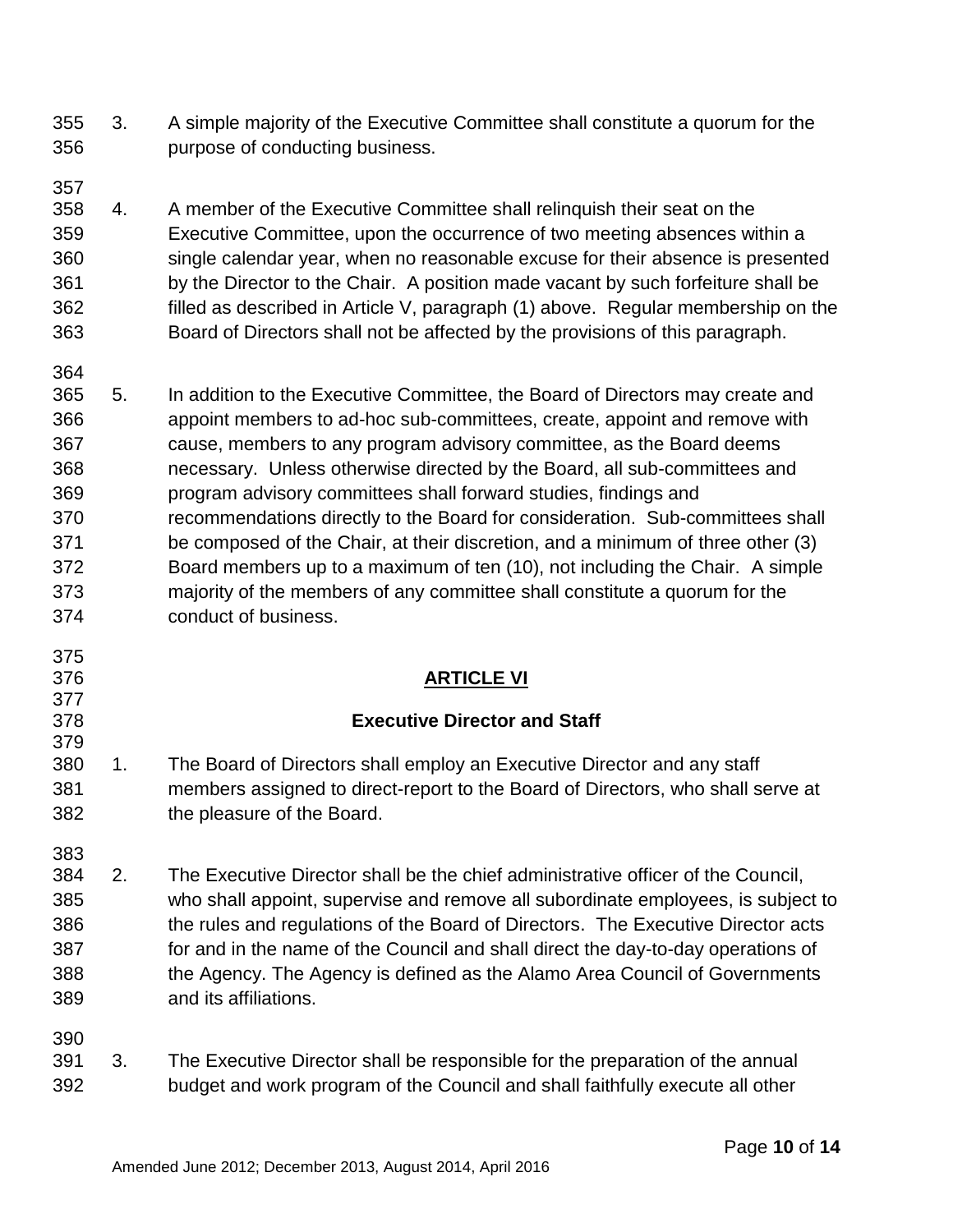3. A simple majority of the Executive Committee shall constitute a quorum for the purpose of conducting business.

4. A member of the Executive Committee shall relinquish their seat on the Executive Committee, upon the occurrence of two meeting absences within a single calendar year, when no reasonable excuse for their absence is presented by the Director to the Chair. A position made vacant by such forfeiture shall be filled as described in Article V, paragraph (1) above. Regular membership on the Board of Directors shall not be affected by the provisions of this paragraph.

5. In addition to the Executive Committee, the Board of Directors may create and appoint members to ad-hoc sub-committees, create, appoint and remove with cause, members to any program advisory committee, as the Board deems necessary. Unless otherwise directed by the Board, all sub-committees and program advisory committees shall forward studies, findings and recommendations directly to the Board for consideration. Sub-committees shall be composed of the Chair, at their discretion, and a minimum of three other (3) Board members up to a maximum of ten (10), not including the Chair. A simple majority of the members of any committee shall constitute a quorum for the conduct of business.

## ARTICLE VI

### Executive Director and Staff

1. The Board of Directors shall employ an Executive Director and any staff members assigned to direct-report to the Board of Directors, who shall serve at the pleasure of the Board.

2. The Executive Director shall be the chief administrative officer of the Council, who shall appoint, supervise and remove all subordinate employees, is subject to the rules and regulations of the Board of Directors. The Executive Director acts for and in the name of the Council and shall direct the day-to-day operations of the Agency. The Agency is defined as the Alamo Area Council of Governments and its affiliations.

3. The Executive Director shall be responsible for the preparation of the annual budget and work program of the Council and shall faithfully execute all other

Amended June 2012; December 2013, August 2014, April 2016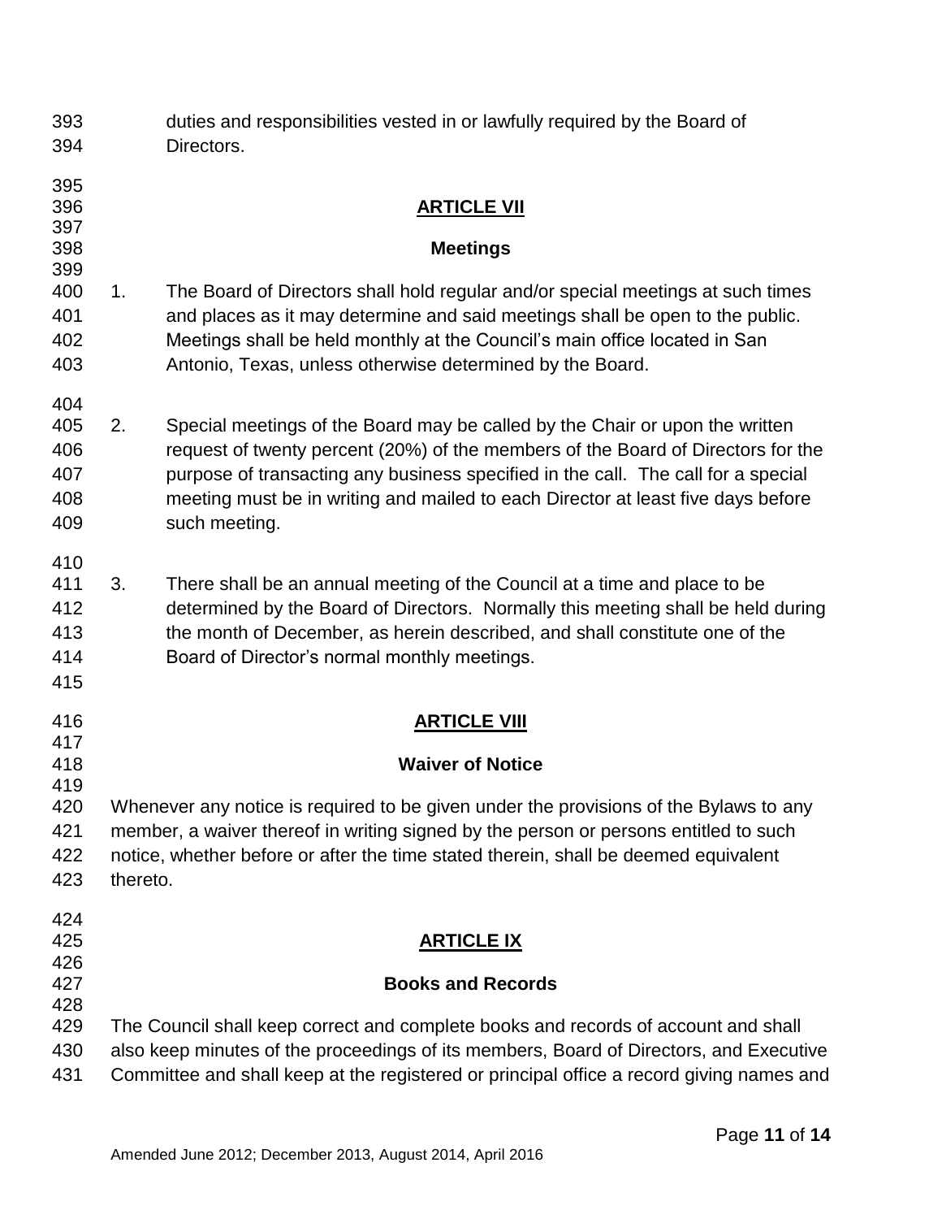duties and responsibilities vested in or lawfully required by the Board of Directors.

## ARTICLE VII

## Meetings

1. The Board of Directors shall hold regular and/or special meetings at such times and places as it may determine and said meetings shall be open to the public. Meetings shall be held monthly at the Council's main office located in San Antonio, Texas, unless otherwise determined by the Board.

2. Special meetings of the Board may be called by the Chair or upon the written request of twenty percent (20%) of the members of the Board of Directors for the purpose of transacting any business specified in the call. The call for a special meeting must be in writing and mailed to each Director at least five days before such meeting.

3. There shall be an annual meeting of the Council at a time and place to be determined by the Board of Directors. Normally this meeting shall be held during the month of December, as herein described, and shall constitute one of the Board of Director's normal monthly meetings.

## ARTICLE VIII

## Waiver of Notice

Whenever any notice is required to be given under the provisions of the Bylaws to any member, a waiver thereof in writing signed by the person or persons entitled to such notice, whether before or after the time stated therein, shall be deemed equivalent thereto.

## ARTICLE IX

## Books and Records

The Council shall keep correct and complete books and records of account and shall also keep minutes of the proceedings of its members, Board of Directors, and Executive Committee and shall keep at the registered or principal office a record giving names and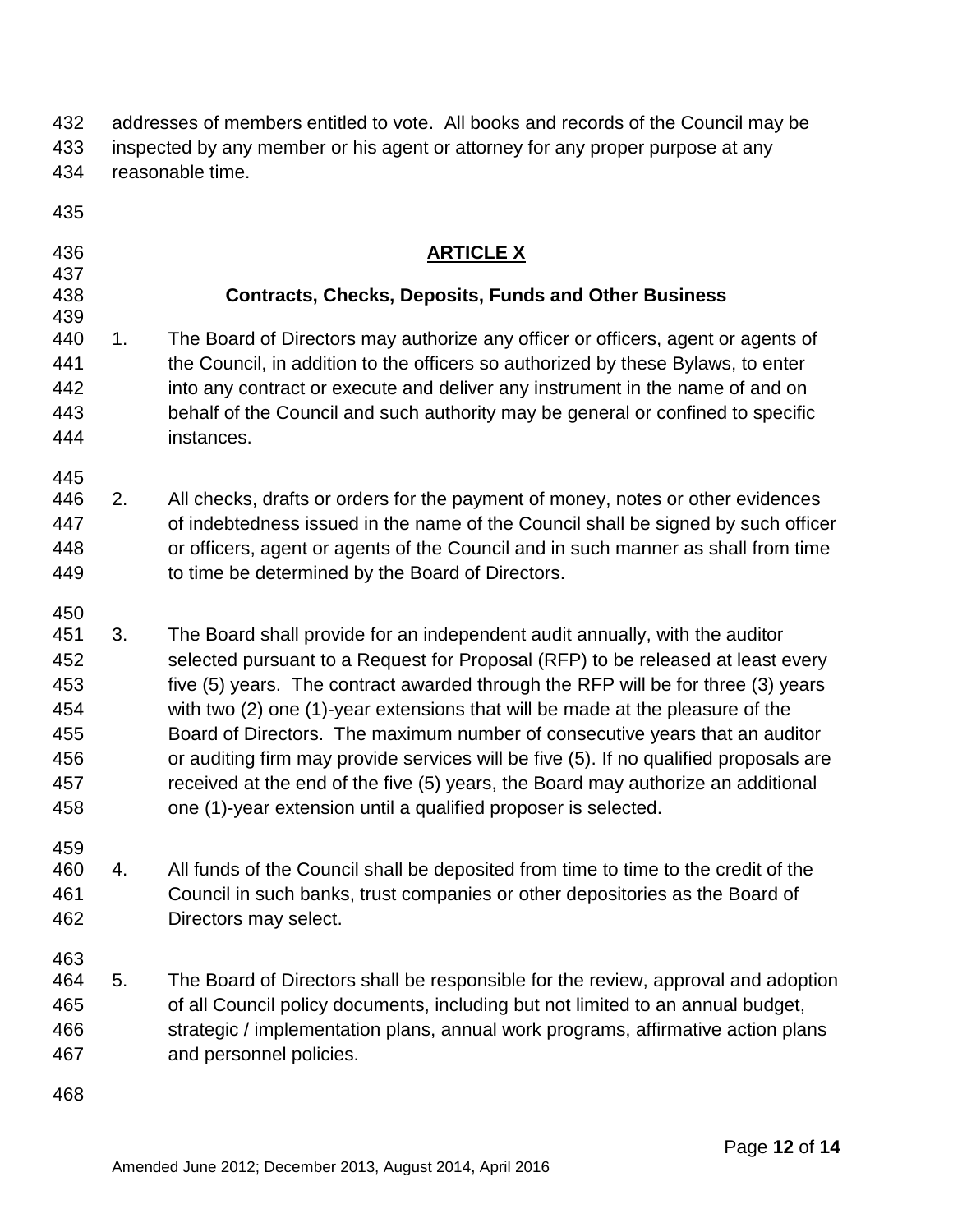addresses of members entitled to vote. All books and records of the Council may be inspected by any member or his agent or attorney for any proper purpose at any reasonable time.

## ARTICLE X

### Contracts, Checks, Deposits, Funds and Other Business

1. The Board of Directors may authorize any officer or officers, agent or agents of the Council, in addition to the officers so authorized by these Bylaws, to enter into any contract or execute and deliver any instrument in the name of and on behalf of the Council and such authority may be general or confined to specific instances.

2. All checks, drafts or orders for the payment of money, notes or other evidences of indebtedness issued in the name of the Council shall be signed by such officer or officers, agent or agents of the Council and in such manner as shall from time to time be determined by the Board of Directors.

3. The Board shall provide for an independent audit annually, with the auditor selected pursuant to a Request for Proposal (RFP) to be released at least every five (5) years. The contract awarded through the RFP will be for three (3) years with two (2) one (1)-year extensions that will be made at the pleasure of the Board of Directors. The maximum number of consecutive years that an auditor or auditing firm may provide services will be five (5). If no qualified proposals are received at the end of the five (5) years, the Board may authorize an additional one (1)-year extension until a qualified proposer is selected.

4. All funds of the Council shall be deposited from time to time to the credit of the Council in such banks, trust companies or other depositories as the Board of Directors may select.

5. The Board of Directors shall be responsible for the review, approval and adoption of all Council policy documents, including but not limited to an annual budget, strategic / implementation plans, annual work programs, affirmative action plans and personnel policies.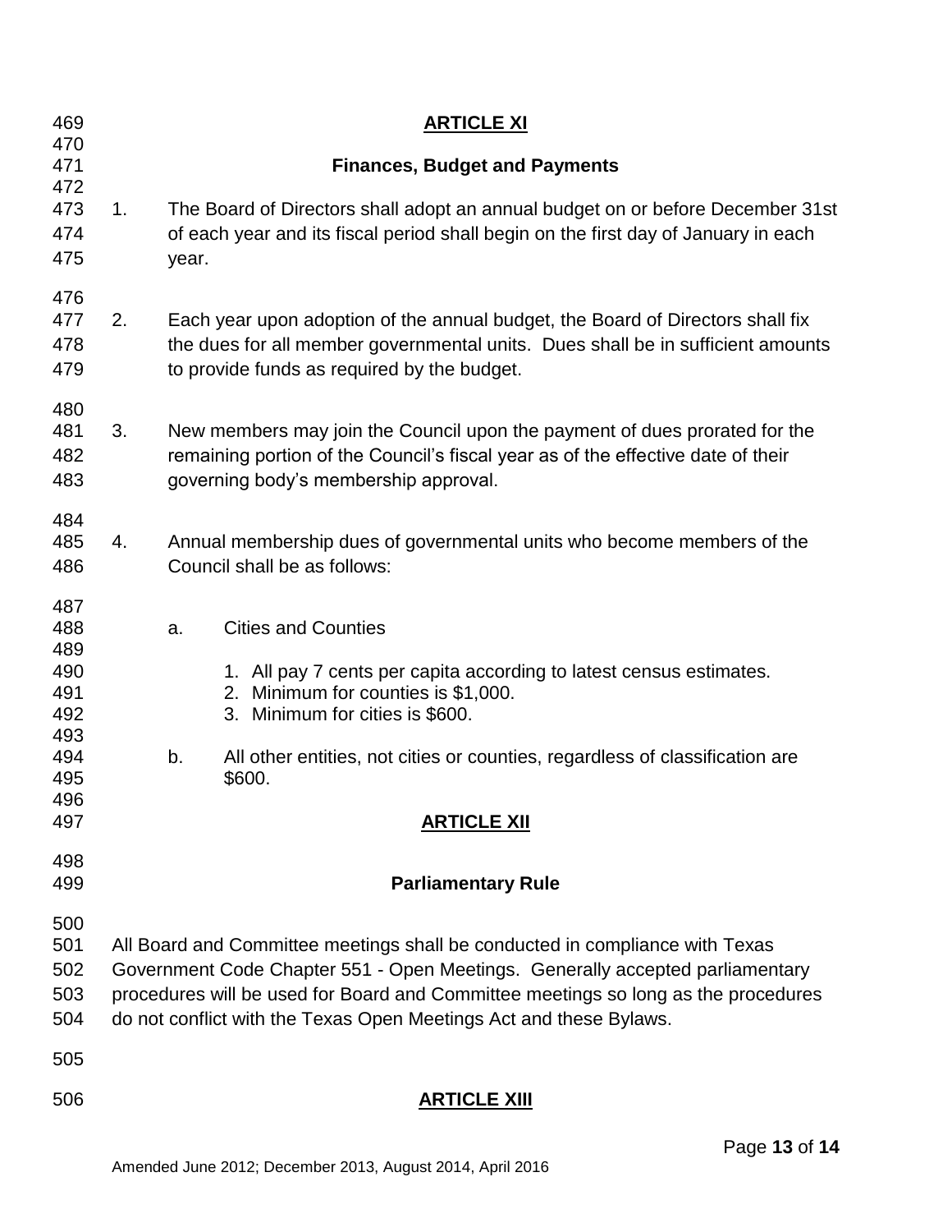## ARTICLE XI

### Finances, Budget and Payments

1. The Board of Directors shall adopt an annual budget on or before December 31st of each year and its fiscal period shall begin on the first day of January in each year.

2. Each year upon adoption of the annual budget, the Board of Directors shall fix the dues for all member governmental units. Dues shall be in sufficient amounts to provide funds as required by the budget.

3. New members may join the Council upon the payment of dues prorated for the remaining portion of the Council's fiscal year as of the effective date of their governing body's membership approval.

4. Annual membership dues of governmental units who become members of the Council shall be as follows:

   a. Cities and Counties

      1. All pay 7 cents per capita according to latest census estimates.
      2. Minimum for counties is $1,000.
      3. Minimum for cities is $600.

   b. All other entities, not cities or counties, regardless of classification are $600.

## ARTICLE XII

### Parliamentary Rule

All Board and Committee meetings shall be conducted in compliance with Texas Government Code Chapter 551 - Open Meetings. Generally accepted parliamentary procedures will be used for Board and Committee meetings so long as the procedures do not conflict with the Texas Open Meetings Act and these Bylaws.

## ARTICLE XIII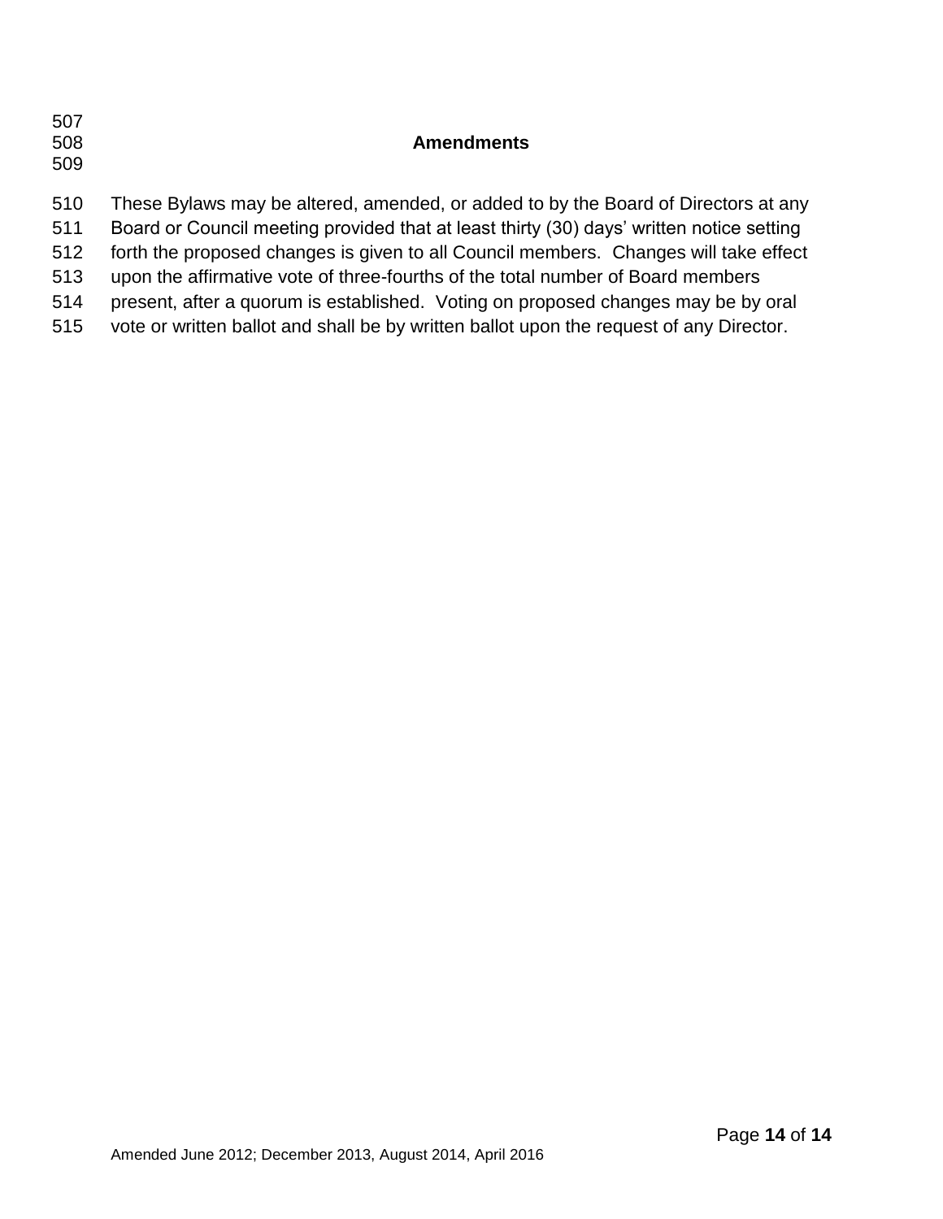## Amendments

These Bylaws may be altered, amended, or added to by the Board of Directors at any Board or Council meeting provided that at least thirty (30) days' written notice setting forth the proposed changes is given to all Council members. Changes will take effect upon the affirmative vote of three-fourths of the total number of Board members present, after a quorum is established. Voting on proposed changes may be by oral vote or written ballot and shall be by written ballot upon the request of any Director.

Amended June 2012; December 2013, August 2014, April 2016